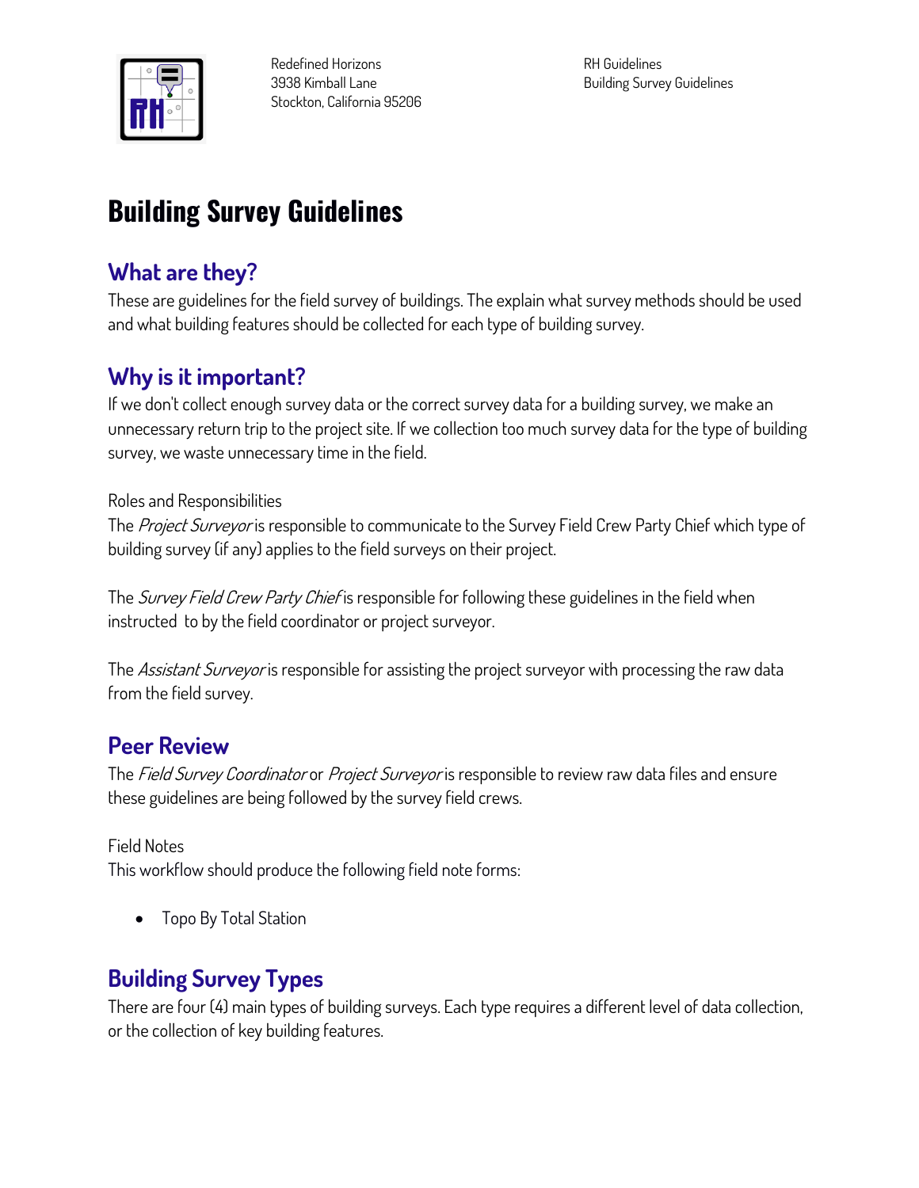Redefined Horizons
3938 Kimball Lane
Stockton, California 95206

RH Guidelines
Building Survey Guidelines

# Building Survey Guidelines

## What are they?

These are guidelines for the field survey of buildings. The explain what survey methods should be used and what building features should be collected for each type of building survey.

## Why is it important?

If we don't collect enough survey data or the correct survey data for a building survey, we make an unnecessary return trip to the project site. If we collection too much survey data for the type of building survey, we waste unnecessary time in the field.

Roles and Responsibilities

The *Project Surveyor* is responsible to communicate to the Survey Field Crew Party Chief which type of building survey (if any) applies to the field surveys on their project.

The *Survey Field Crew Party Chief* is responsible for following these guidelines in the field when instructed to by the field coordinator or project surveyor.

The *Assistant Surveyor* is responsible for assisting the project surveyor with processing the raw data from the field survey.

## Peer Review

The *Field Survey Coordinator* or *Project Surveyor* is responsible to review raw data files and ensure these guidelines are being followed by the survey field crews.

Field Notes

This workflow should produce the following field note forms:

- Topo By Total Station

## Building Survey Types

There are four (4) main types of building surveys. Each type requires a different level of data collection, or the collection of key building features.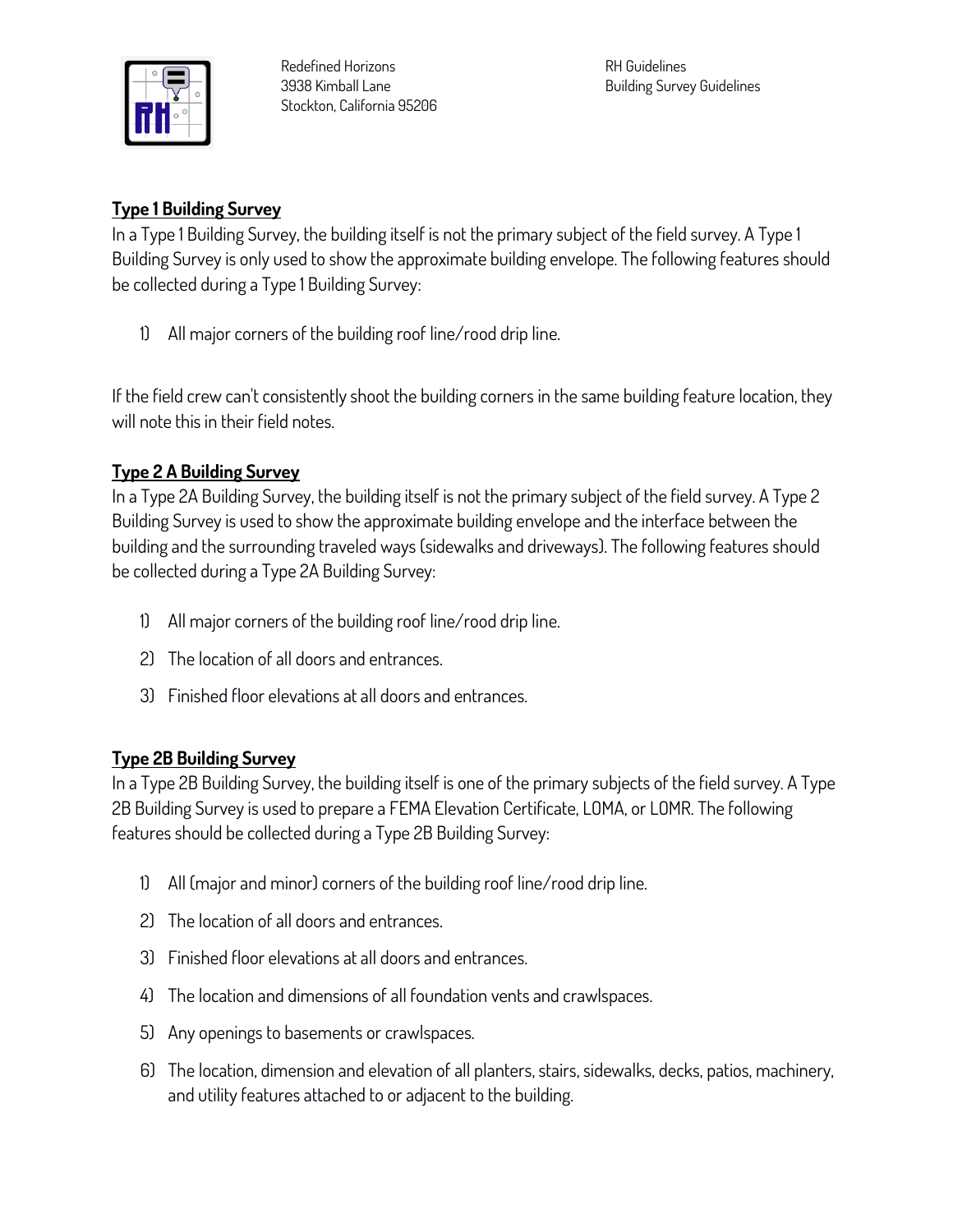## Type 1 Building Survey

In a Type 1 Building Survey, the building itself is not the primary subject of the field survey. A Type 1 Building Survey is only used to show the approximate building envelope. The following features should be collected during a Type 1 Building Survey:

1) All major corners of the building roof line/rood drip line.

If the field crew can't consistently shoot the building corners in the same building feature location, they will note this in their field notes.

## Type 2 A Building Survey

In a Type 2A Building Survey, the building itself is not the primary subject of the field survey. A Type 2 Building Survey is used to show the approximate building envelope and the interface between the building and the surrounding traveled ways (sidewalks and driveways). The following features should be collected during a Type 2A Building Survey:

1) All major corners of the building roof line/rood drip line.
2) The location of all doors and entrances.
3) Finished floor elevations at all doors and entrances.

## Type 2B Building Survey

In a Type 2B Building Survey, the building itself is one of the primary subjects of the field survey. A Type 2B Building Survey is used to prepare a FEMA Elevation Certificate, LOMA, or LOMR. The following features should be collected during a Type 2B Building Survey:

1) All (major and minor) corners of the building roof line/rood drip line.
2) The location of all doors and entrances.
3) Finished floor elevations at all doors and entrances.
4) The location and dimensions of all foundation vents and crawlspaces.
5) Any openings to basements or crawlspaces.
6) The location, dimension and elevation of all planters, stairs, sidewalks, decks, patios, machinery, and utility features attached to or adjacent to the building.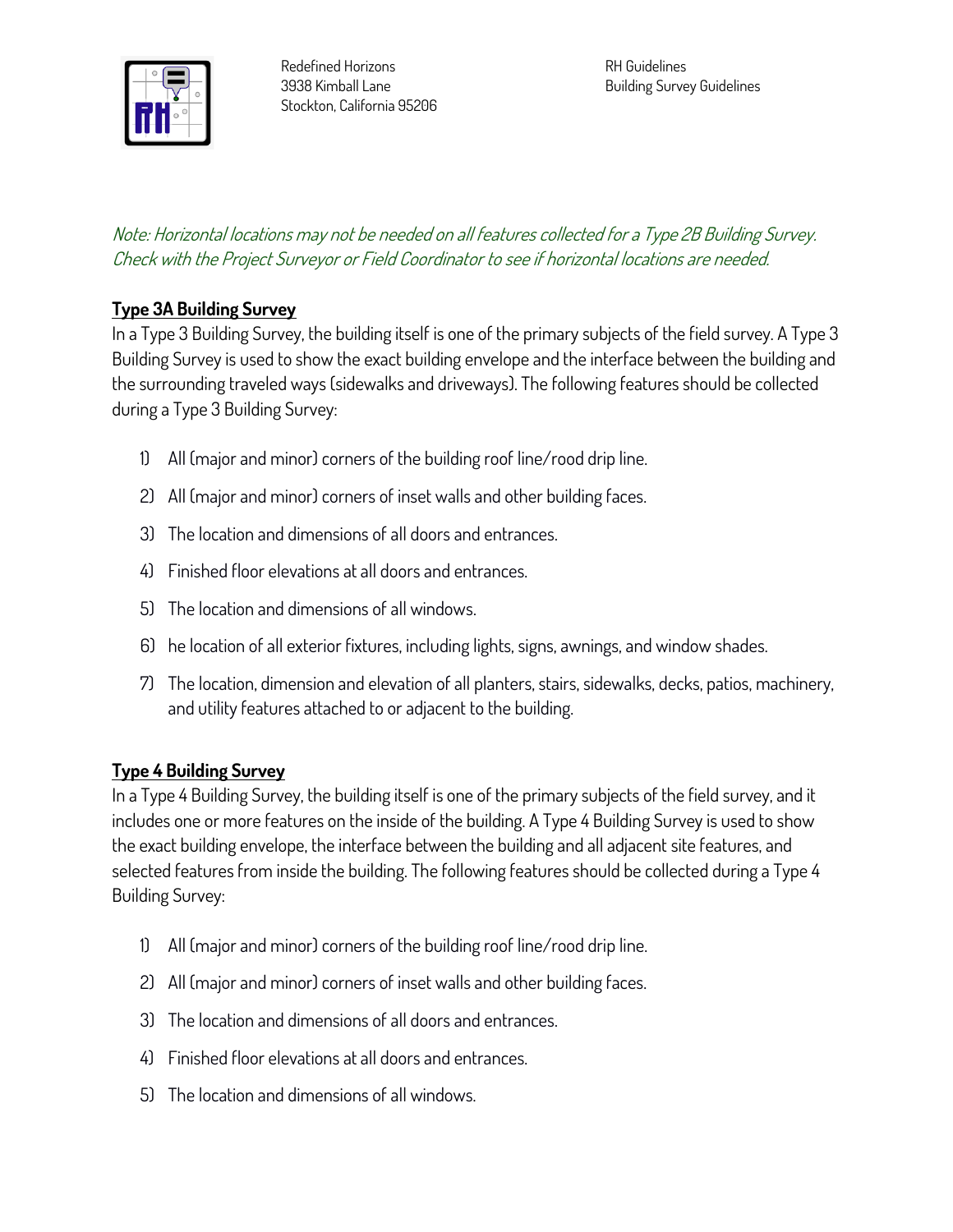*Note: Horizontal locations may not be needed on all features collected for a Type 2B Building Survey. Check with the Project Surveyor or Field Coordinator to see if horizontal locations are needed.*

## Type 3A Building Survey

In a Type 3 Building Survey, the building itself is one of the primary subjects of the field survey. A Type 3 Building Survey is used to show the exact building envelope and the interface between the building and the surrounding traveled ways (sidewalks and driveways). The following features should be collected during a Type 3 Building Survey:

1) All (major and minor) corners of the building roof line/rood drip line.
2) All (major and minor) corners of inset walls and other building faces.
3) The location and dimensions of all doors and entrances.
4) Finished floor elevations at all doors and entrances.
5) The location and dimensions of all windows.
6) he location of all exterior fixtures, including lights, signs, awnings, and window shades.
7) The location, dimension and elevation of all planters, stairs, sidewalks, decks, patios, machinery, and utility features attached to or adjacent to the building.

## Type 4 Building Survey

In a Type 4 Building Survey, the building itself is one of the primary subjects of the field survey, and it includes one or more features on the inside of the building. A Type 4 Building Survey is used to show the exact building envelope, the interface between the building and all adjacent site features, and selected features from inside the building. The following features should be collected during a Type 4 Building Survey:

1) All (major and minor) corners of the building roof line/rood drip line.
2) All (major and minor) corners of inset walls and other building faces.
3) The location and dimensions of all doors and entrances.
4) Finished floor elevations at all doors and entrances.
5) The location and dimensions of all windows.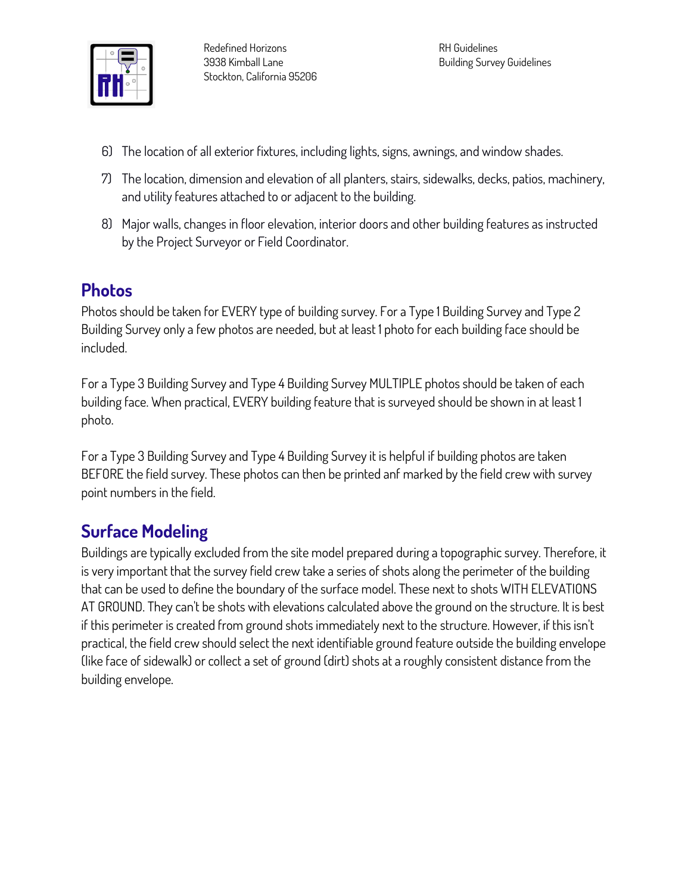6) The location of all exterior fixtures, including lights, signs, awnings, and window shades.

7) The location, dimension and elevation of all planters, stairs, sidewalks, decks, patios, machinery, and utility features attached to or adjacent to the building.

8) Major walls, changes in floor elevation, interior doors and other building features as instructed by the Project Surveyor or Field Coordinator.

## Photos

Photos should be taken for EVERY type of building survey. For a Type 1 Building Survey and Type 2 Building Survey only a few photos are needed, but at least 1 photo for each building face should be included.

For a Type 3 Building Survey and Type 4 Building Survey MULTIPLE photos should be taken of each building face. When practical, EVERY building feature that is surveyed should be shown in at least 1 photo.

For a Type 3 Building Survey and Type 4 Building Survey it is helpful if building photos are taken BEFORE the field survey. These photos can then be printed anf marked by the field crew with survey point numbers in the field.

## Surface Modeling

Buildings are typically excluded from the site model prepared during a topographic survey. Therefore, it is very important that the survey field crew take a series of shots along the perimeter of the building that can be used to define the boundary of the surface model. These next to shots WITH ELEVATIONS AT GROUND. They can't be shots with elevations calculated above the ground on the structure. It is best if this perimeter is created from ground shots immediately next to the structure. However, if this isn't practical, the field crew should select the next identifiable ground feature outside the building envelope (like face of sidewalk) or collect a set of ground (dirt) shots at a roughly consistent distance from the building envelope.